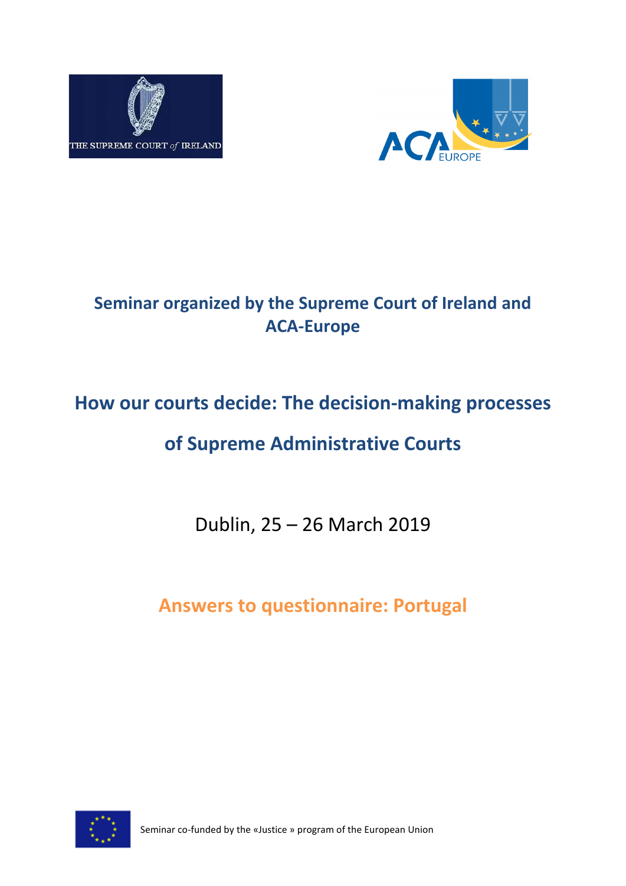THE SUPREME COURT of IRELAND

ACA EUROPE

## Seminar organized by the Supreme Court of Ireland and ACA-Europe

# How our courts decide: The decision-making processes of Supreme Administrative Courts

Dublin, 25 – 26 March 2019

## Answers to questionnaire: Portugal

Seminar co-funded by the «Justice » program of the European Union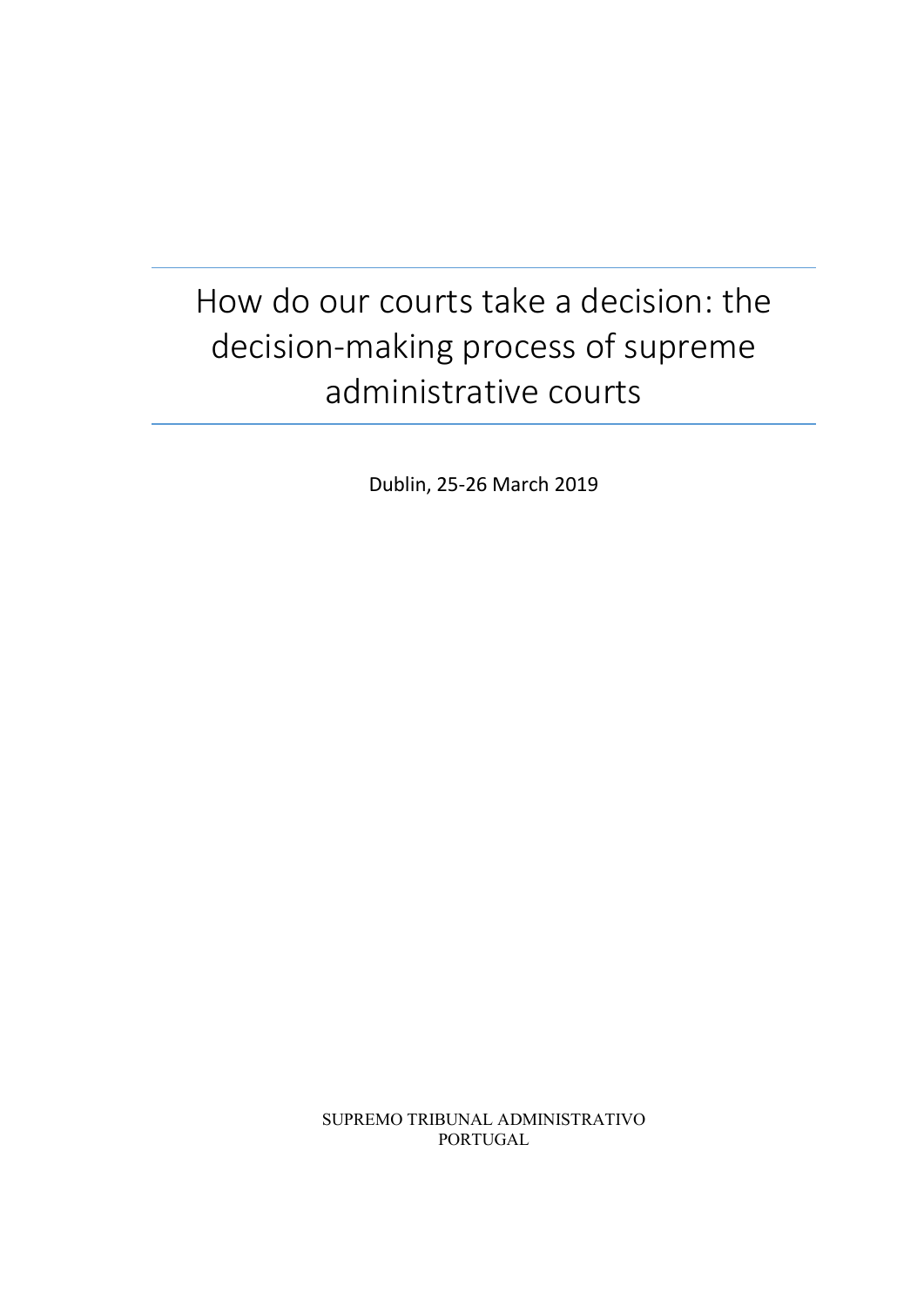# How do our courts take a decision: the decision-making process of supreme administrative courts

Dublin, 25-26 March 2019

SUPREMO TRIBUNAL ADMINISTRATIVO
PORTUGAL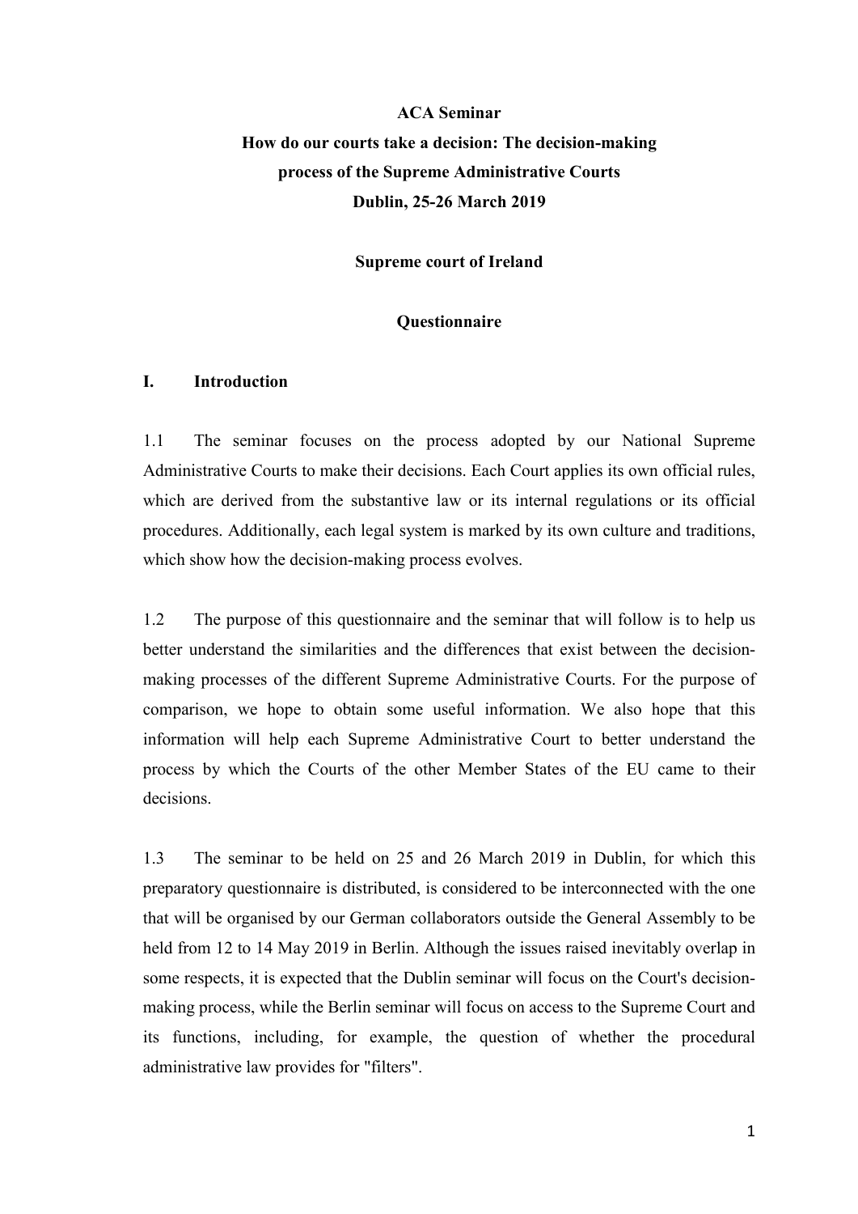**ACA Seminar**

**How do our courts take a decision: The decision-making process of the Supreme Administrative Courts**

**Dublin, 25-26 March 2019**

**Supreme court of Ireland**

**Questionnaire**

## I. Introduction

1.1 The seminar focuses on the process adopted by our National Supreme Administrative Courts to make their decisions. Each Court applies its own official rules, which are derived from the substantive law or its internal regulations or its official procedures. Additionally, each legal system is marked by its own culture and traditions, which show how the decision-making process evolves.

1.2 The purpose of this questionnaire and the seminar that will follow is to help us better understand the similarities and the differences that exist between the decision-making processes of the different Supreme Administrative Courts. For the purpose of comparison, we hope to obtain some useful information. We also hope that this information will help each Supreme Administrative Court to better understand the process by which the Courts of the other Member States of the EU came to their decisions.

1.3 The seminar to be held on 25 and 26 March 2019 in Dublin, for which this preparatory questionnaire is distributed, is considered to be interconnected with the one that will be organised by our German collaborators outside the General Assembly to be held from 12 to 14 May 2019 in Berlin. Although the issues raised inevitably overlap in some respects, it is expected that the Dublin seminar will focus on the Court's decision-making process, while the Berlin seminar will focus on access to the Supreme Court and its functions, including, for example, the question of whether the procedural administrative law provides for "filters".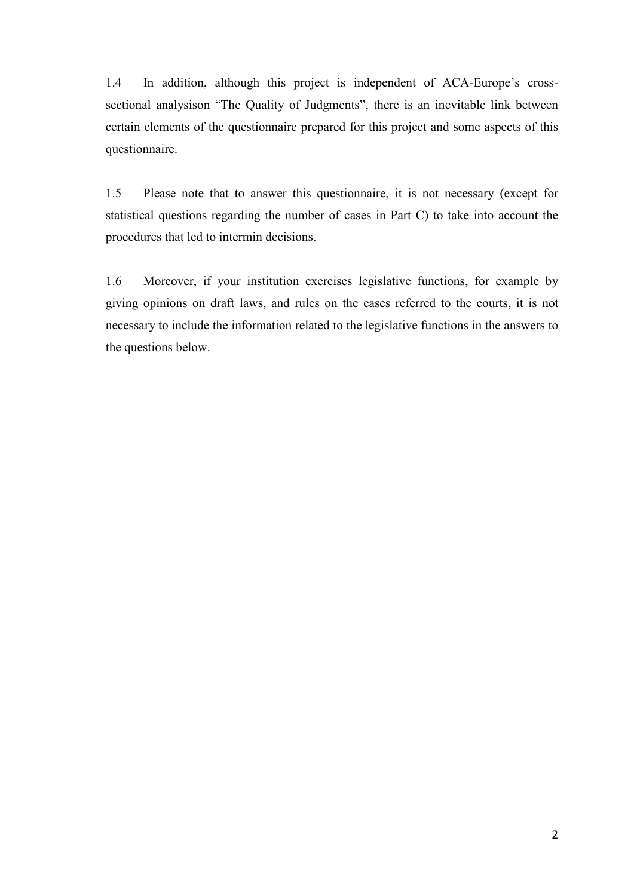1.4 In addition, although this project is independent of ACA-Europe's cross-sectional analysison "The Quality of Judgments", there is an inevitable link between certain elements of the questionnaire prepared for this project and some aspects of this questionnaire.

1.5 Please note that to answer this questionnaire, it is not necessary (except for statistical questions regarding the number of cases in Part C) to take into account the procedures that led to intermin decisions.

1.6 Moreover, if your institution exercises legislative functions, for example by giving opinions on draft laws, and rules on the cases referred to the courts, it is not necessary to include the information related to the legislative functions in the answers to the questions below.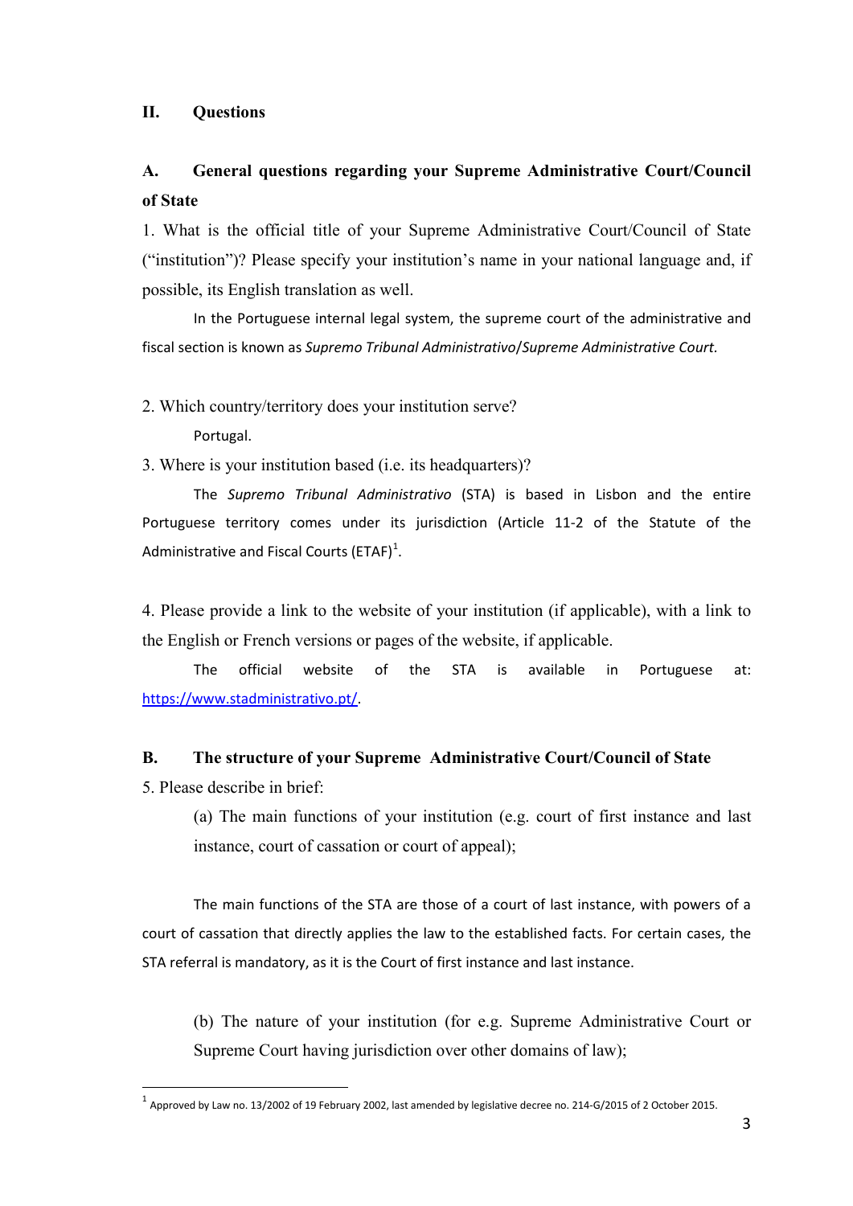## II. Questions

### A. General questions regarding your Supreme Administrative Court/Council of State

1. What is the official title of your Supreme Administrative Court/Council of State ("institution")? Please specify your institution's name in your national language and, if possible, its English translation as well.

In the Portuguese internal legal system, the supreme court of the administrative and fiscal section is known as *Supremo Tribunal Administrativo*/*Supreme Administrative Court*.

2. Which country/territory does your institution serve?

Portugal.

3. Where is your institution based (i.e. its headquarters)?

The *Supremo Tribunal Administrativo* (STA) is based in Lisbon and the entire Portuguese territory comes under its jurisdiction (Article 11-2 of the Statute of the Administrative and Fiscal Courts (ETAF)[1].

4. Please provide a link to the website of your institution (if applicable), with a link to the English or French versions or pages of the website, if applicable.

The official website of the STA is available in Portuguese at: https://www.stadministrativo.pt/.

### B. The structure of your Supreme Administrative Court/Council of State

5. Please describe in brief:

(a) The main functions of your institution (e.g. court of first instance and last instance, court of cassation or court of appeal);

The main functions of the STA are those of a court of last instance, with powers of a court of cassation that directly applies the law to the established facts. For certain cases, the STA referral is mandatory, as it is the Court of first instance and last instance.

(b) The nature of your institution (for e.g. Supreme Administrative Court or Supreme Court having jurisdiction over other domains of law);

---

[1] Approved by Law no. 13/2002 of 19 February 2002, last amended by legislative decree no. 214-G/2015 of 2 October 2015.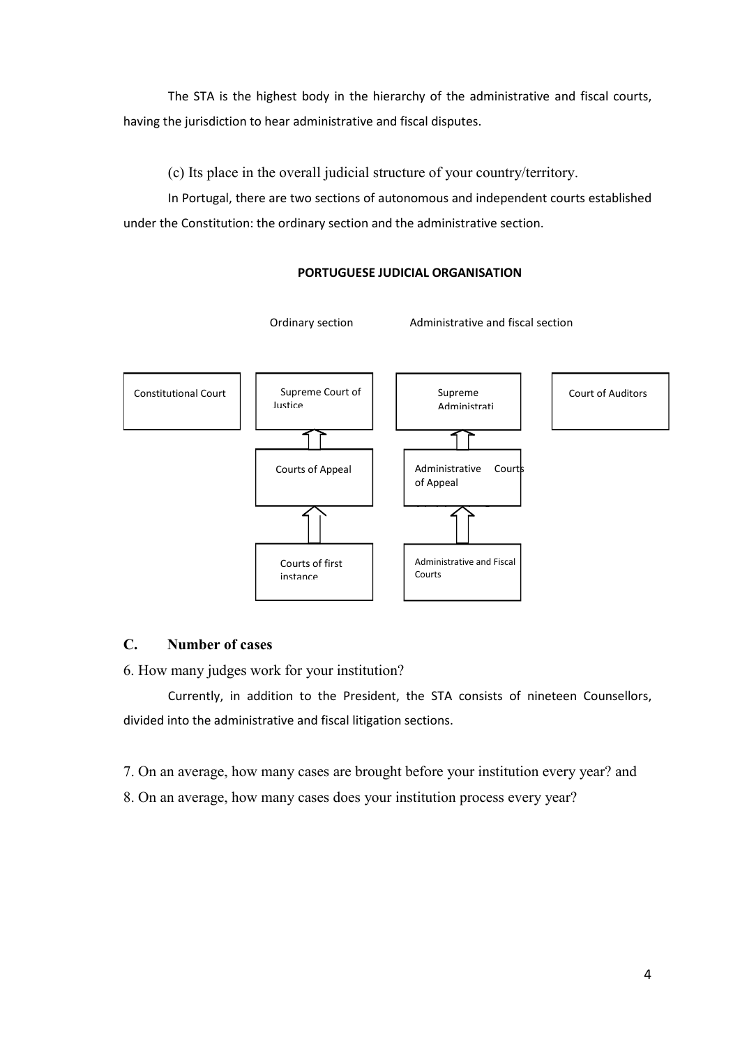The STA is the highest body in the hierarchy of the administrative and fiscal courts, having the jurisdiction to hear administrative and fiscal disputes.

(c) Its place in the overall judicial structure of your country/territory.

In Portugal, there are two sections of autonomous and independent courts established under the Constitution: the ordinary section and the administrative section.

**PORTUGUESE JUDICIAL ORGANISATION**

| | Ordinary section | Administrative and fiscal section | |
|---|---|---|---|
| Constitutional Court | Supreme Court of Justice | Supreme Administrati | Court of Auditors |
| | ↑ | ↑ | |
| | Courts of Appeal | Administrative Courts of Appeal | |
| | ↑ | ↑ | |
| | Courts of first instance | Administrative and Fiscal Courts | |

## C. Number of cases

6. How many judges work for your institution?

Currently, in addition to the President, the STA consists of nineteen Counsellors, divided into the administrative and fiscal litigation sections.

7. On an average, how many cases are brought before your institution every year? and

8. On an average, how many cases does your institution process every year?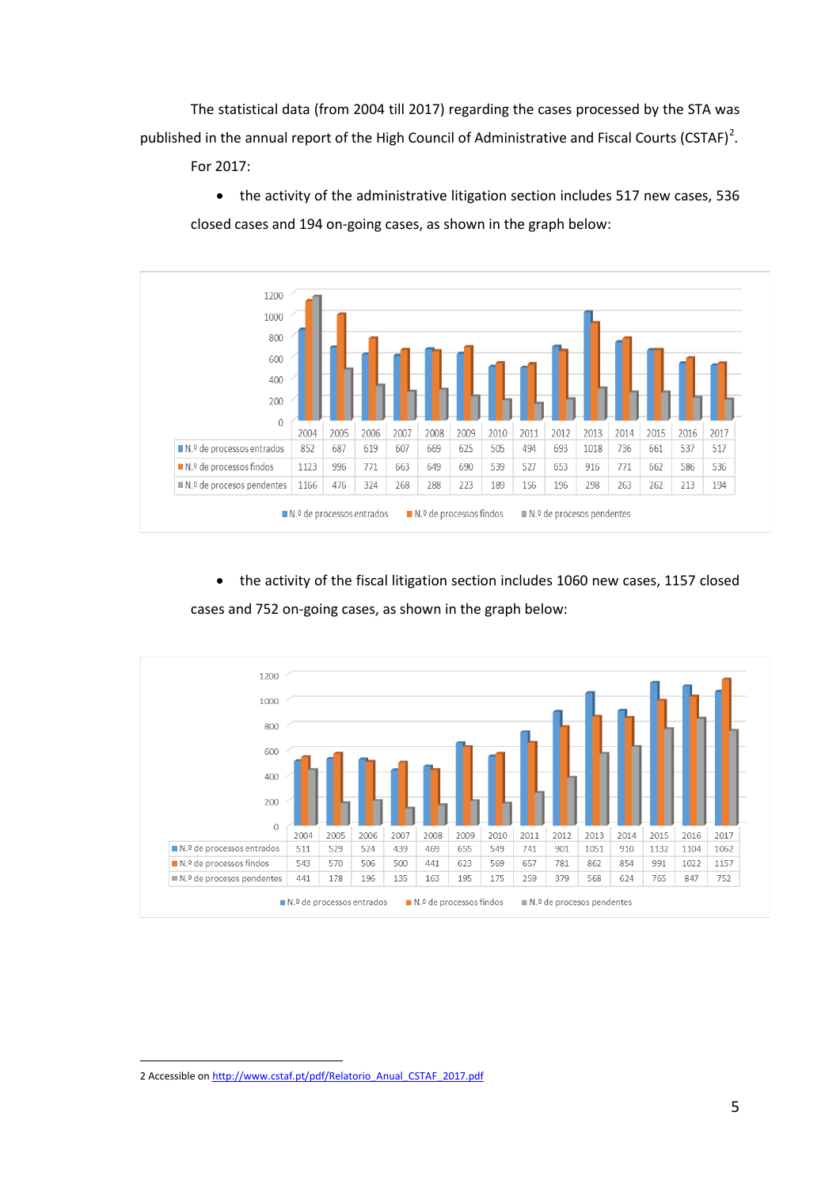The statistical data (from 2004 till 2017) regarding the cases processed by the STA was published in the annual report of the High Council of Administrative and Fiscal Courts (CSTAF)[2].

For 2017:

- the activity of the administrative litigation section includes 517 new cases, 536 closed cases and 194 on-going cases, as shown in the graph below:

| | 2004 | 2005 | 2006 | 2007 | 2008 | 2009 | 2010 | 2011 | 2012 | 2013 | 2014 | 2015 | 2016 | 2017 |
|---|---|---|---|---|---|---|---|---|---|---|---|---|---|---|
| N.º de processos entrados | 852 | 687 | 619 | 607 | 669 | 625 | 505 | 494 | 693 | 1018 | 736 | 661 | 537 | 517 |
| N.º de processos findos | 1123 | 996 | 771 | 663 | 649 | 690 | 539 | 527 | 653 | 916 | 771 | 662 | 586 | 536 |
| N.º de procesos pendentes | 1166 | 476 | 324 | 268 | 288 | 223 | 189 | 156 | 196 | 298 | 263 | 262 | 213 | 194 |

- the activity of the fiscal litigation section includes 1060 new cases, 1157 closed cases and 752 on-going cases, as shown in the graph below:

| | 2004 | 2005 | 2006 | 2007 | 2008 | 2009 | 2010 | 2011 | 2012 | 2013 | 2014 | 2015 | 2016 | 2017 |
|---|---|---|---|---|---|---|---|---|---|---|---|---|---|---|
| N.º de processos entrados | 511 | 529 | 524 | 439 | 469 | 655 | 549 | 741 | 901 | 1051 | 910 | 1132 | 1104 | 1062 |
| N.º de processos findos | 543 | 570 | 506 | 500 | 441 | 623 | 569 | 657 | 781 | 862 | 854 | 991 | 1022 | 1157 |
| N.º de procesos pendentes | 441 | 178 | 196 | 135 | 163 | 195 | 175 | 259 | 379 | 568 | 624 | 765 | 847 | 752 |

2 Accessible on http://www.cstaf.pt/pdf/Relatorio_Anual_CSTAF_2017.pdf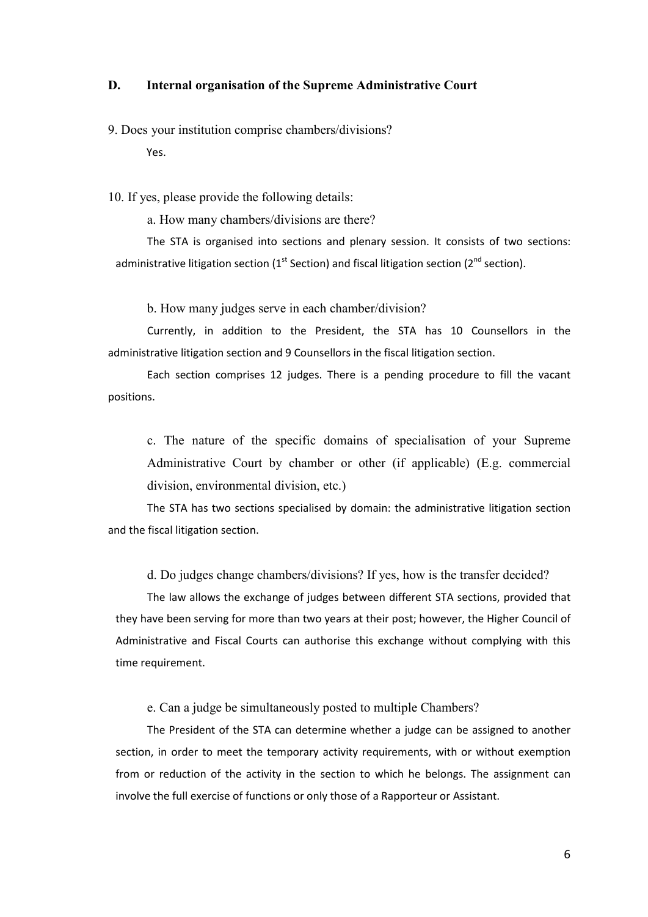## D. Internal organisation of the Supreme Administrative Court

9. Does your institution comprise chambers/divisions?

Yes.

10. If yes, please provide the following details:

a. How many chambers/divisions are there?

The STA is organised into sections and plenary session. It consists of two sections: administrative litigation section (1st Section) and fiscal litigation section (2nd section).

b. How many judges serve in each chamber/division?

Currently, in addition to the President, the STA has 10 Counsellors in the administrative litigation section and 9 Counsellors in the fiscal litigation section.

Each section comprises 12 judges. There is a pending procedure to fill the vacant positions.

c. The nature of the specific domains of specialisation of your Supreme Administrative Court by chamber or other (if applicable) (E.g. commercial division, environmental division, etc.)

The STA has two sections specialised by domain: the administrative litigation section and the fiscal litigation section.

d. Do judges change chambers/divisions? If yes, how is the transfer decided?

The law allows the exchange of judges between different STA sections, provided that they have been serving for more than two years at their post; however, the Higher Council of Administrative and Fiscal Courts can authorise this exchange without complying with this time requirement.

e. Can a judge be simultaneously posted to multiple Chambers?

The President of the STA can determine whether a judge can be assigned to another section, in order to meet the temporary activity requirements, with or without exemption from or reduction of the activity in the section to which he belongs. The assignment can involve the full exercise of functions or only those of a Rapporteur or Assistant.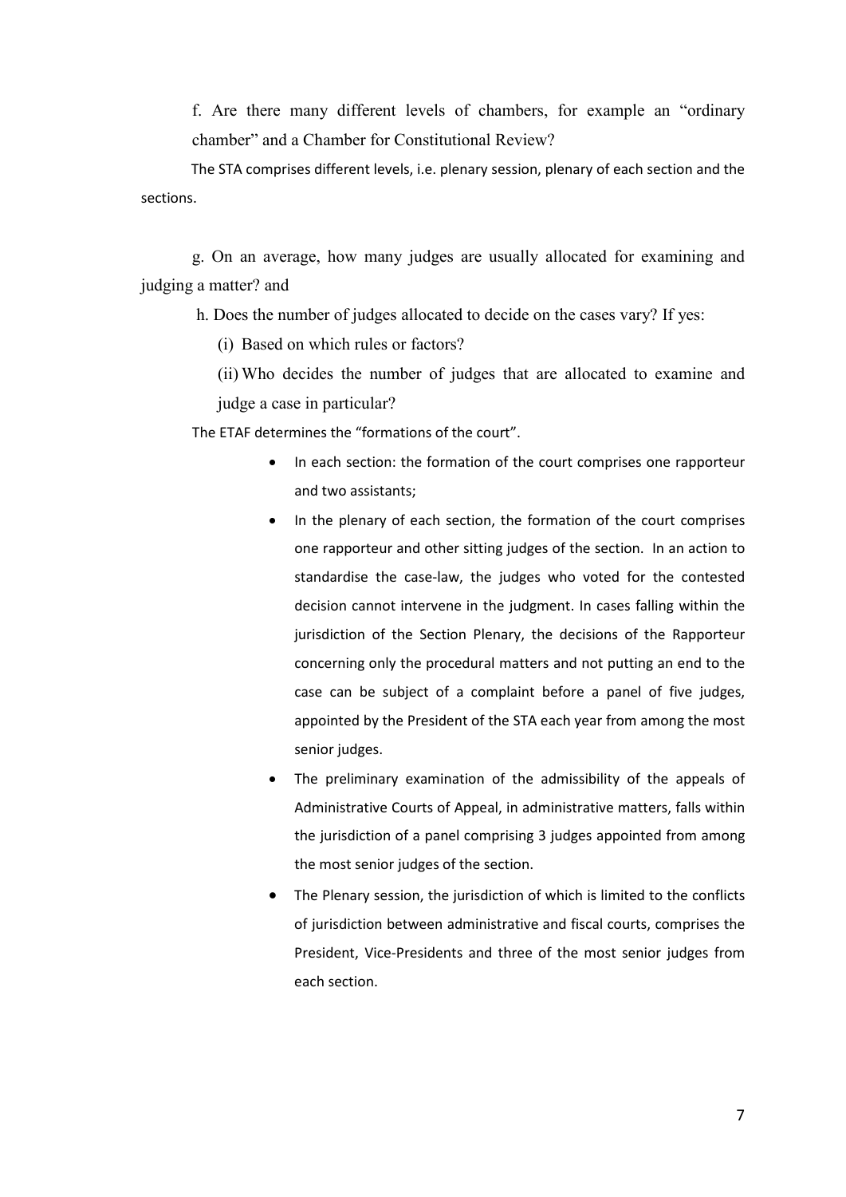f. Are there many different levels of chambers, for example an "ordinary chamber" and a Chamber for Constitutional Review?

The STA comprises different levels, i.e. plenary session, plenary of each section and the sections.

g. On an average, how many judges are usually allocated for examining and judging a matter? and

h. Does the number of judges allocated to decide on the cases vary? If yes:

(i) Based on which rules or factors?

(ii) Who decides the number of judges that are allocated to examine and judge a case in particular?

The ETAF determines the "formations of the court".

- In each section: the formation of the court comprises one rapporteur and two assistants;
- In the plenary of each section, the formation of the court comprises one rapporteur and other sitting judges of the section. In an action to standardise the case-law, the judges who voted for the contested decision cannot intervene in the judgment. In cases falling within the jurisdiction of the Section Plenary, the decisions of the Rapporteur concerning only the procedural matters and not putting an end to the case can be subject of a complaint before a panel of five judges, appointed by the President of the STA each year from among the most senior judges.
- The preliminary examination of the admissibility of the appeals of Administrative Courts of Appeal, in administrative matters, falls within the jurisdiction of a panel comprising 3 judges appointed from among the most senior judges of the section.
- The Plenary session, the jurisdiction of which is limited to the conflicts of jurisdiction between administrative and fiscal courts, comprises the President, Vice-Presidents and three of the most senior judges from each section.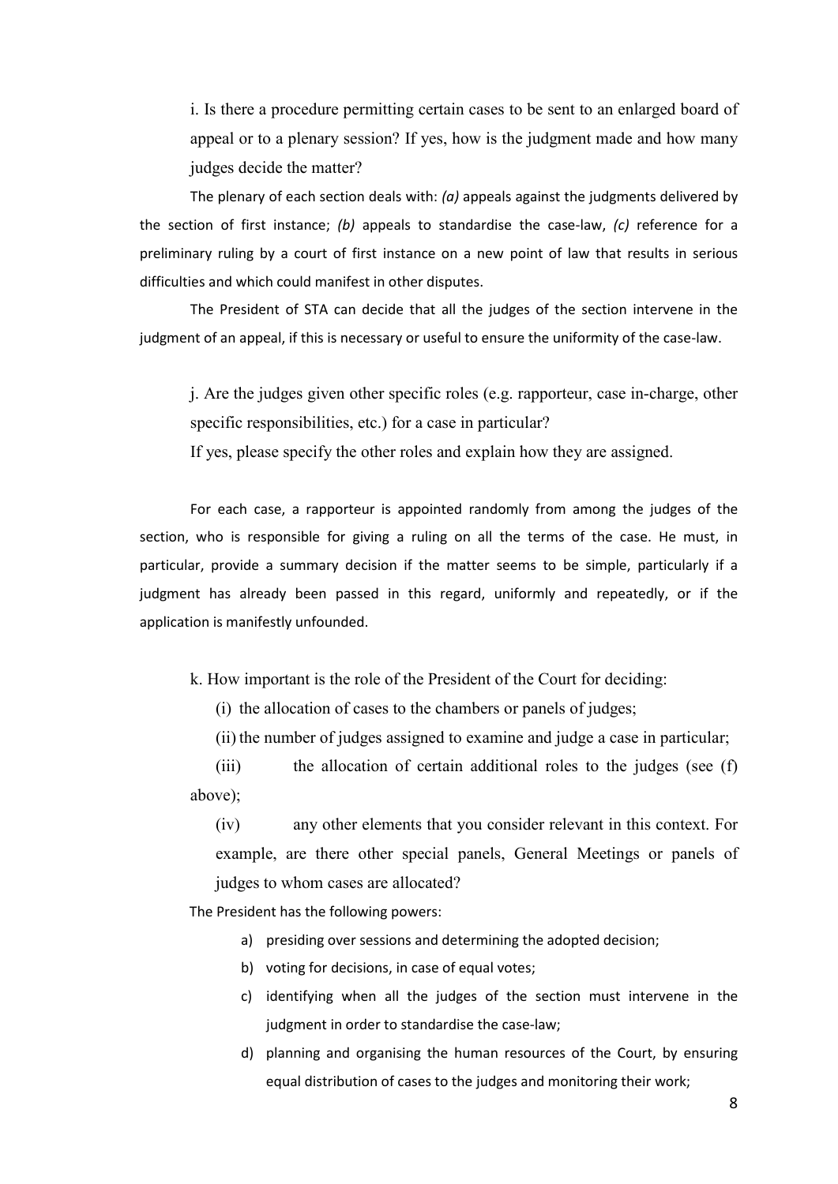i. Is there a procedure permitting certain cases to be sent to an enlarged board of appeal or to a plenary session? If yes, how is the judgment made and how many judges decide the matter?

The plenary of each section deals with: *(a)* appeals against the judgments delivered by the section of first instance; *(b)* appeals to standardise the case-law, *(c)* reference for a preliminary ruling by a court of first instance on a new point of law that results in serious difficulties and which could manifest in other disputes.

The President of STA can decide that all the judges of the section intervene in the judgment of an appeal, if this is necessary or useful to ensure the uniformity of the case-law.

j. Are the judges given other specific roles (e.g. rapporteur, case in-charge, other specific responsibilities, etc.) for a case in particular?

If yes, please specify the other roles and explain how they are assigned.

For each case, a rapporteur is appointed randomly from among the judges of the section, who is responsible for giving a ruling on all the terms of the case. He must, in particular, provide a summary decision if the matter seems to be simple, particularly if a judgment has already been passed in this regard, uniformly and repeatedly, or if the application is manifestly unfounded.

k. How important is the role of the President of the Court for deciding:

(i) the allocation of cases to the chambers or panels of judges;

(ii) the number of judges assigned to examine and judge a case in particular;

(iii) the allocation of certain additional roles to the judges (see (f) above);

(iv) any other elements that you consider relevant in this context. For example, are there other special panels, General Meetings or panels of judges to whom cases are allocated?

The President has the following powers:

a) presiding over sessions and determining the adopted decision;
b) voting for decisions, in case of equal votes;
c) identifying when all the judges of the section must intervene in the judgment in order to standardise the case-law;
d) planning and organising the human resources of the Court, by ensuring equal distribution of cases to the judges and monitoring their work;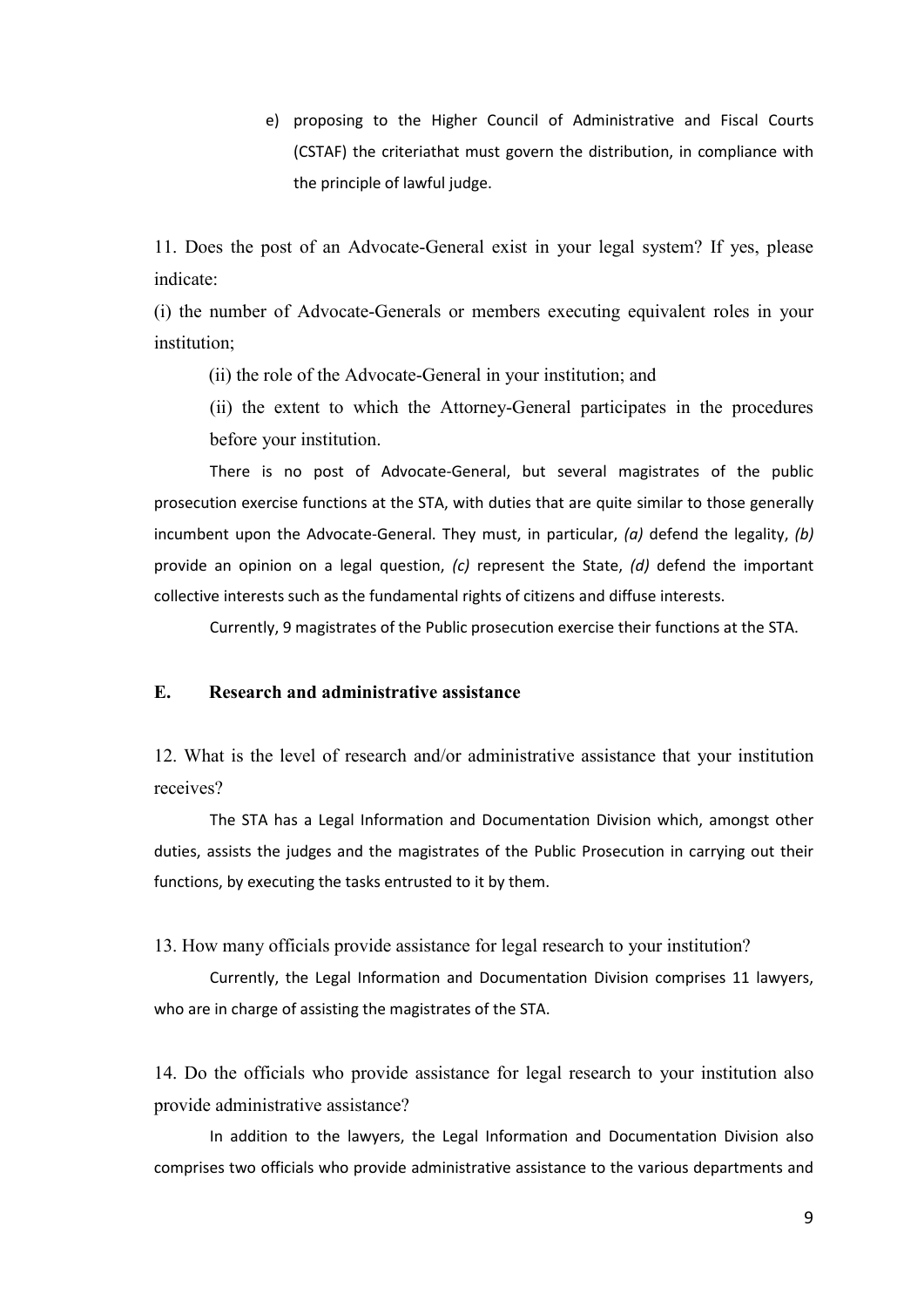e) proposing to the Higher Council of Administrative and Fiscal Courts (CSTAF) the criteriathat must govern the distribution, in compliance with the principle of lawful judge.

11. Does the post of an Advocate-General exist in your legal system? If yes, please indicate:

(i) the number of Advocate-Generals or members executing equivalent roles in your institution;

(ii) the role of the Advocate-General in your institution; and

(ii) the extent to which the Attorney-General participates in the procedures before your institution.

There is no post of Advocate-General, but several magistrates of the public prosecution exercise functions at the STA, with duties that are quite similar to those generally incumbent upon the Advocate-General. They must, in particular, *(a)* defend the legality, *(b)* provide an opinion on a legal question, *(c)* represent the State, *(d)* defend the important collective interests such as the fundamental rights of citizens and diffuse interests.

Currently, 9 magistrates of the Public prosecution exercise their functions at the STA.

## E. Research and administrative assistance

12. What is the level of research and/or administrative assistance that your institution receives?

The STA has a Legal Information and Documentation Division which, amongst other duties, assists the judges and the magistrates of the Public Prosecution in carrying out their functions, by executing the tasks entrusted to it by them.

13. How many officials provide assistance for legal research to your institution?

Currently, the Legal Information and Documentation Division comprises 11 lawyers, who are in charge of assisting the magistrates of the STA.

14. Do the officials who provide assistance for legal research to your institution also provide administrative assistance?

In addition to the lawyers, the Legal Information and Documentation Division also comprises two officials who provide administrative assistance to the various departments and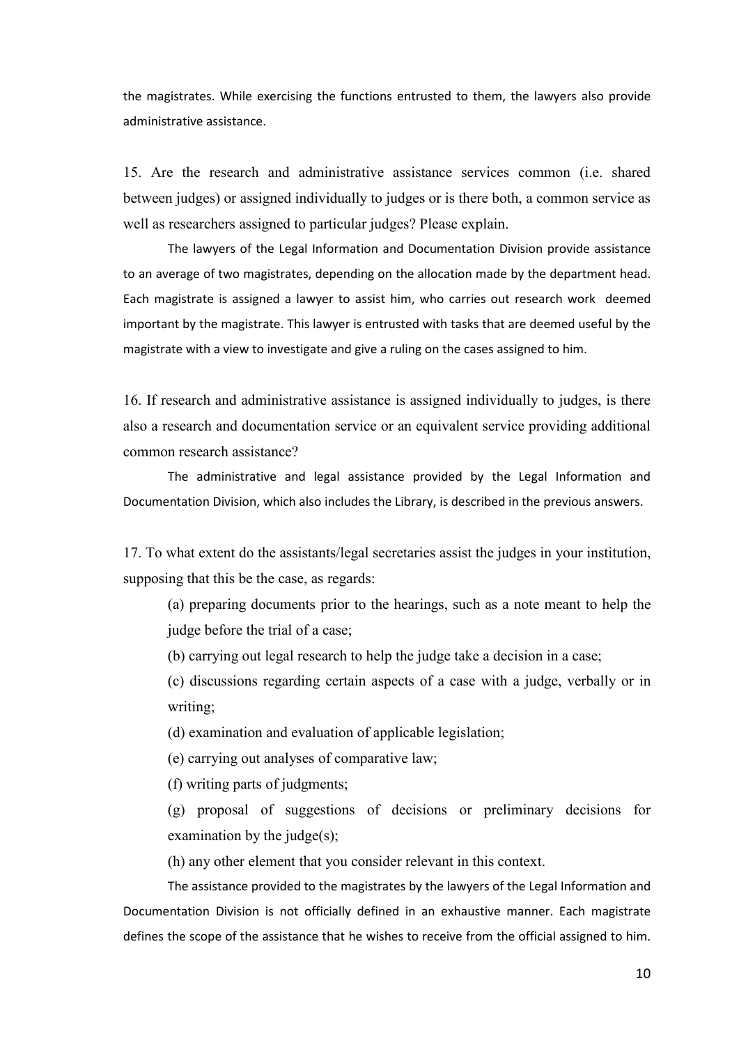the magistrates. While exercising the functions entrusted to them, the lawyers also provide administrative assistance.

15. Are the research and administrative assistance services common (i.e. shared between judges) or assigned individually to judges or is there both, a common service as well as researchers assigned to particular judges? Please explain.

The lawyers of the Legal Information and Documentation Division provide assistance to an average of two magistrates, depending on the allocation made by the department head. Each magistrate is assigned a lawyer to assist him, who carries out research work deemed important by the magistrate. This lawyer is entrusted with tasks that are deemed useful by the magistrate with a view to investigate and give a ruling on the cases assigned to him.

16. If research and administrative assistance is assigned individually to judges, is there also a research and documentation service or an equivalent service providing additional common research assistance?

The administrative and legal assistance provided by the Legal Information and Documentation Division, which also includes the Library, is described in the previous answers.

17. To what extent do the assistants/legal secretaries assist the judges in your institution, supposing that this be the case, as regards:

(a) preparing documents prior to the hearings, such as a note meant to help the judge before the trial of a case;

(b) carrying out legal research to help the judge take a decision in a case;

(c) discussions regarding certain aspects of a case with a judge, verbally or in writing;

(d) examination and evaluation of applicable legislation;

(e) carrying out analyses of comparative law;

(f) writing parts of judgments;

(g) proposal of suggestions of decisions or preliminary decisions for examination by the judge(s);

(h) any other element that you consider relevant in this context.

The assistance provided to the magistrates by the lawyers of the Legal Information and Documentation Division is not officially defined in an exhaustive manner. Each magistrate defines the scope of the assistance that he wishes to receive from the official assigned to him.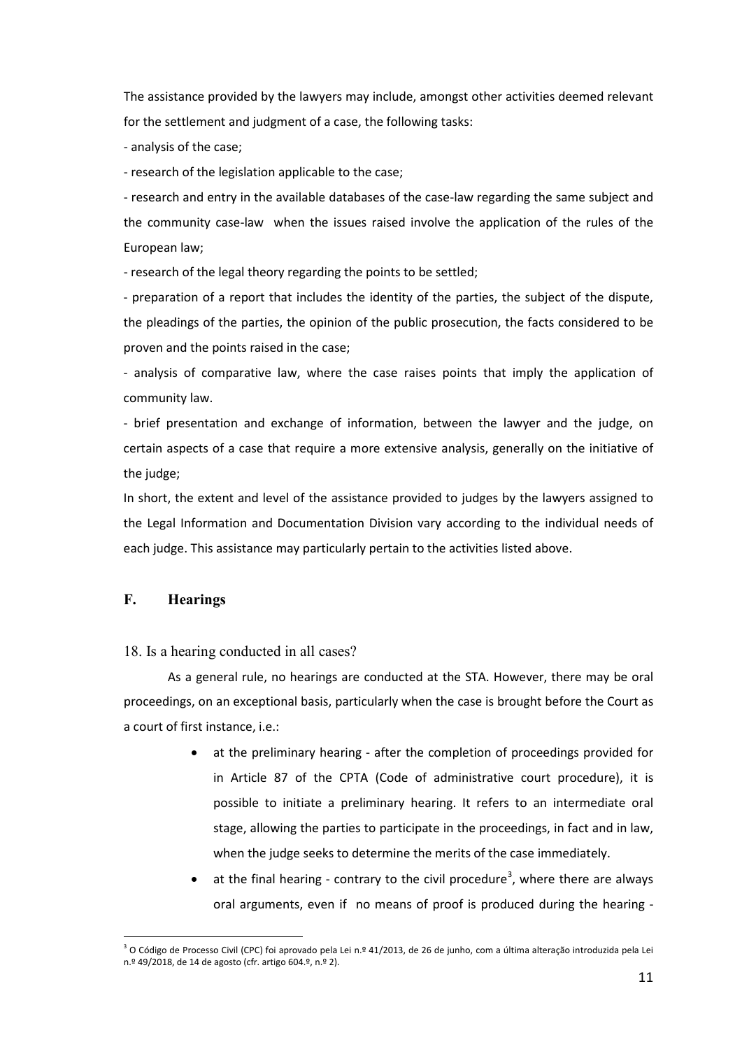The assistance provided by the lawyers may include, amongst other activities deemed relevant for the settlement and judgment of a case, the following tasks:

- analysis of the case;
- research of the legislation applicable to the case;
- research and entry in the available databases of the case-law regarding the same subject and the community case-law when the issues raised involve the application of the rules of the European law;
- research of the legal theory regarding the points to be settled;
- preparation of a report that includes the identity of the parties, the subject of the dispute, the pleadings of the parties, the opinion of the public prosecution, the facts considered to be proven and the points raised in the case;
- analysis of comparative law, where the case raises points that imply the application of community law.
- brief presentation and exchange of information, between the lawyer and the judge, on certain aspects of a case that require a more extensive analysis, generally on the initiative of the judge;

In short, the extent and level of the assistance provided to judges by the lawyers assigned to the Legal Information and Documentation Division vary according to the individual needs of each judge. This assistance may particularly pertain to the activities listed above.

## F. Hearings

### 18. Is a hearing conducted in all cases?

As a general rule, no hearings are conducted at the STA. However, there may be oral proceedings, on an exceptional basis, particularly when the case is brought before the Court as a court of first instance, i.e.:

- at the preliminary hearing - after the completion of proceedings provided for in Article 87 of the CPTA (Code of administrative court procedure), it is possible to initiate a preliminary hearing. It refers to an intermediate oral stage, allowing the parties to participate in the proceedings, in fact and in law, when the judge seeks to determine the merits of the case immediately.
- at the final hearing - contrary to the civil procedure[3], where there are always oral arguments, even if no means of proof is produced during the hearing -

[3] O Código de Processo Civil (CPC) foi aprovado pela Lei n.º 41/2013, de 26 de junho, com a última alteração introduzida pela Lei n.º 49/2018, de 14 de agosto (cfr. artigo 604.º, n.º 2).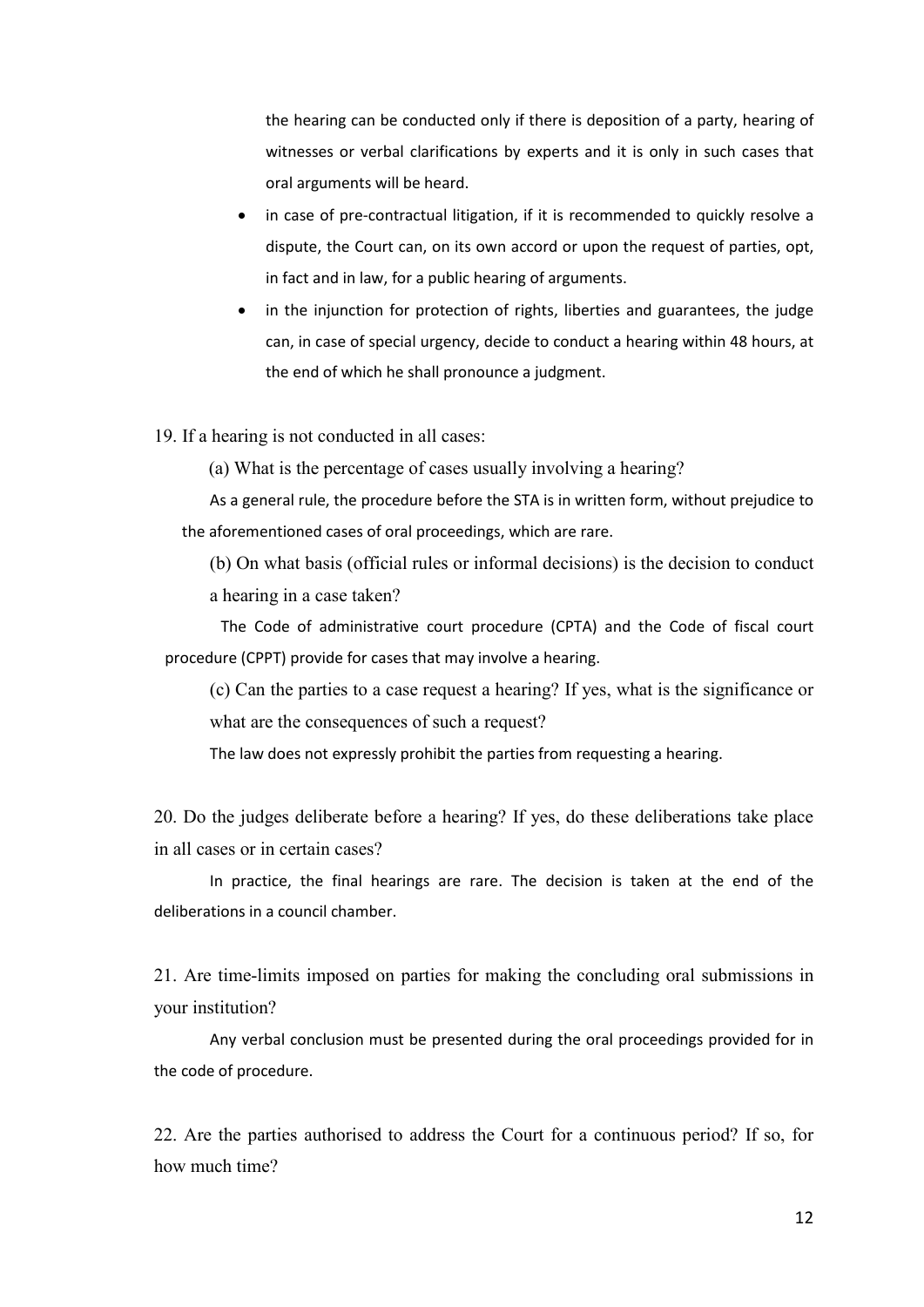the hearing can be conducted only if there is deposition of a party, hearing of witnesses or verbal clarifications by experts and it is only in such cases that oral arguments will be heard.

- in case of pre-contractual litigation, if it is recommended to quickly resolve a dispute, the Court can, on its own accord or upon the request of parties, opt, in fact and in law, for a public hearing of arguments.
- in the injunction for protection of rights, liberties and guarantees, the judge can, in case of special urgency, decide to conduct a hearing within 48 hours, at the end of which he shall pronounce a judgment.

19. If a hearing is not conducted in all cases:

(a) What is the percentage of cases usually involving a hearing?

As a general rule, the procedure before the STA is in written form, without prejudice to the aforementioned cases of oral proceedings, which are rare.

(b) On what basis (official rules or informal decisions) is the decision to conduct a hearing in a case taken?

The Code of administrative court procedure (CPTA) and the Code of fiscal court procedure (CPPT) provide for cases that may involve a hearing.

(c) Can the parties to a case request a hearing? If yes, what is the significance or what are the consequences of such a request?

The law does not expressly prohibit the parties from requesting a hearing.

20. Do the judges deliberate before a hearing? If yes, do these deliberations take place in all cases or in certain cases?

In practice, the final hearings are rare. The decision is taken at the end of the deliberations in a council chamber.

21. Are time-limits imposed on parties for making the concluding oral submissions in your institution?

Any verbal conclusion must be presented during the oral proceedings provided for in the code of procedure.

22. Are the parties authorised to address the Court for a continuous period? If so, for how much time?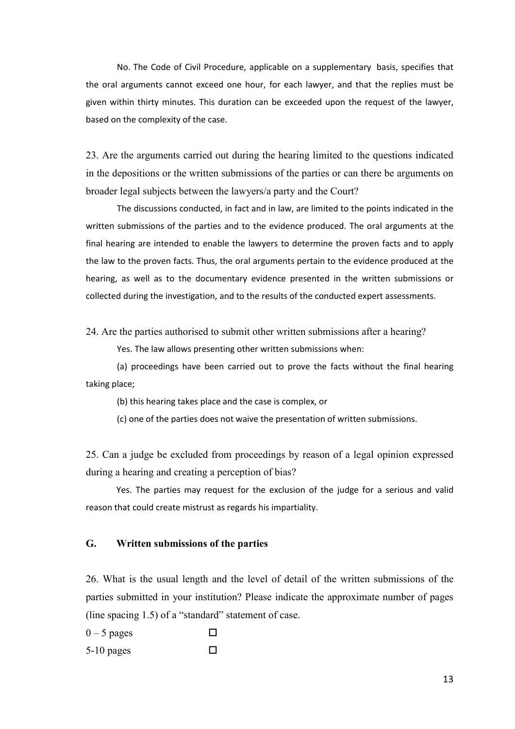No. The Code of Civil Procedure, applicable on a supplementary basis, specifies that the oral arguments cannot exceed one hour, for each lawyer, and that the replies must be given within thirty minutes. This duration can be exceeded upon the request of the lawyer, based on the complexity of the case.

23. Are the arguments carried out during the hearing limited to the questions indicated in the depositions or the written submissions of the parties or can there be arguments on broader legal subjects between the lawyers/a party and the Court?

The discussions conducted, in fact and in law, are limited to the points indicated in the written submissions of the parties and to the evidence produced. The oral arguments at the final hearing are intended to enable the lawyers to determine the proven facts and to apply the law to the proven facts. Thus, the oral arguments pertain to the evidence produced at the hearing, as well as to the documentary evidence presented in the written submissions or collected during the investigation, and to the results of the conducted expert assessments.

24. Are the parties authorised to submit other written submissions after a hearing?

Yes. The law allows presenting other written submissions when:

(a) proceedings have been carried out to prove the facts without the final hearing taking place;

(b) this hearing takes place and the case is complex, or

(c) one of the parties does not waive the presentation of written submissions.

25. Can a judge be excluded from proceedings by reason of a legal opinion expressed during a hearing and creating a perception of bias?

Yes. The parties may request for the exclusion of the judge for a serious and valid reason that could create mistrust as regards his impartiality.

## G. Written submissions of the parties

26. What is the usual length and the level of detail of the written submissions of the parties submitted in your institution? Please indicate the approximate number of pages (line spacing 1.5) of a "standard" statement of case.

0 – 5 pages ☐

5-10 pages ☐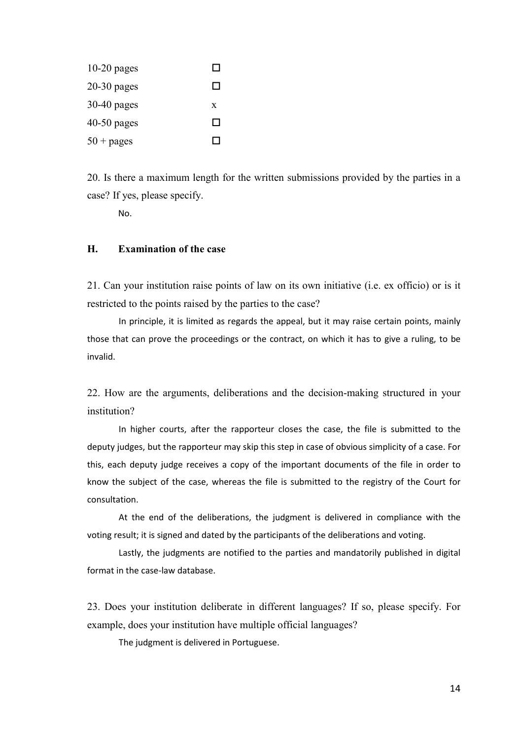| | |
|---|---|
| 10-20 pages | ☐ |
| 20-30 pages | ☐ |
| 30-40 pages | x |
| 40-50 pages | ☐ |
| 50 + pages | ☐ |

20. Is there a maximum length for the written submissions provided by the parties in a case? If yes, please specify.

No.

## H. Examination of the case

21. Can your institution raise points of law on its own initiative (i.e. ex officio) or is it restricted to the points raised by the parties to the case?

In principle, it is limited as regards the appeal, but it may raise certain points, mainly those that can prove the proceedings or the contract, on which it has to give a ruling, to be invalid.

22. How are the arguments, deliberations and the decision-making structured in your institution?

In higher courts, after the rapporteur closes the case, the file is submitted to the deputy judges, but the rapporteur may skip this step in case of obvious simplicity of a case. For this, each deputy judge receives a copy of the important documents of the file in order to know the subject of the case, whereas the file is submitted to the registry of the Court for consultation.

At the end of the deliberations, the judgment is delivered in compliance with the voting result; it is signed and dated by the participants of the deliberations and voting.

Lastly, the judgments are notified to the parties and mandatorily published in digital format in the case-law database.

23. Does your institution deliberate in different languages? If so, please specify. For example, does your institution have multiple official languages?

The judgment is delivered in Portuguese.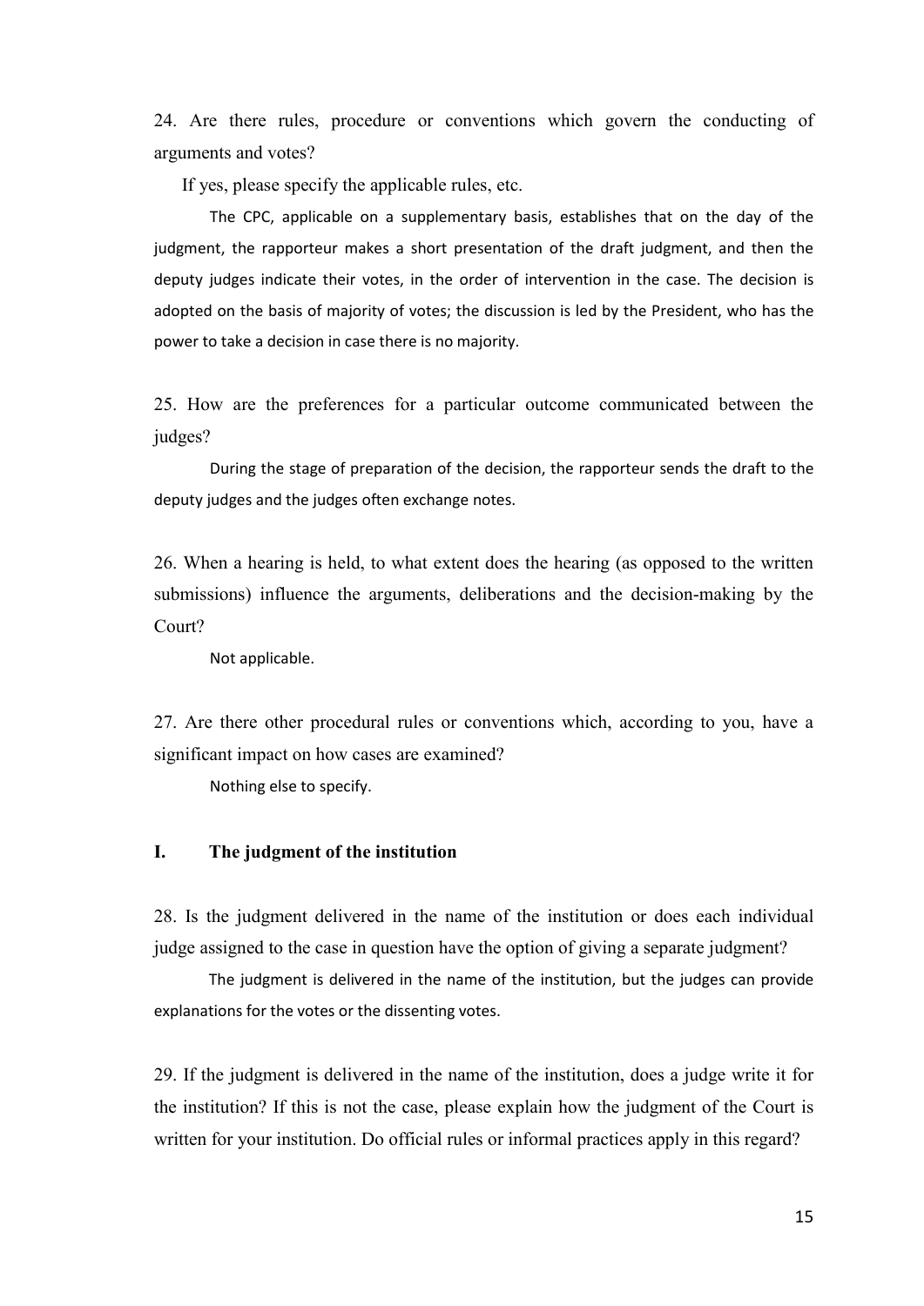24. Are there rules, procedure or conventions which govern the conducting of arguments and votes?

If yes, please specify the applicable rules, etc.

The CPC, applicable on a supplementary basis, establishes that on the day of the judgment, the rapporteur makes a short presentation of the draft judgment, and then the deputy judges indicate their votes, in the order of intervention in the case. The decision is adopted on the basis of majority of votes; the discussion is led by the President, who has the power to take a decision in case there is no majority.

25. How are the preferences for a particular outcome communicated between the judges?

During the stage of preparation of the decision, the rapporteur sends the draft to the deputy judges and the judges often exchange notes.

26. When a hearing is held, to what extent does the hearing (as opposed to the written submissions) influence the arguments, deliberations and the decision-making by the Court?

Not applicable.

27. Are there other procedural rules or conventions which, according to you, have a significant impact on how cases are examined?

Nothing else to specify.

## I. The judgment of the institution

28. Is the judgment delivered in the name of the institution or does each individual judge assigned to the case in question have the option of giving a separate judgment?

The judgment is delivered in the name of the institution, but the judges can provide explanations for the votes or the dissenting votes.

29. If the judgment is delivered in the name of the institution, does a judge write it for the institution? If this is not the case, please explain how the judgment of the Court is written for your institution. Do official rules or informal practices apply in this regard?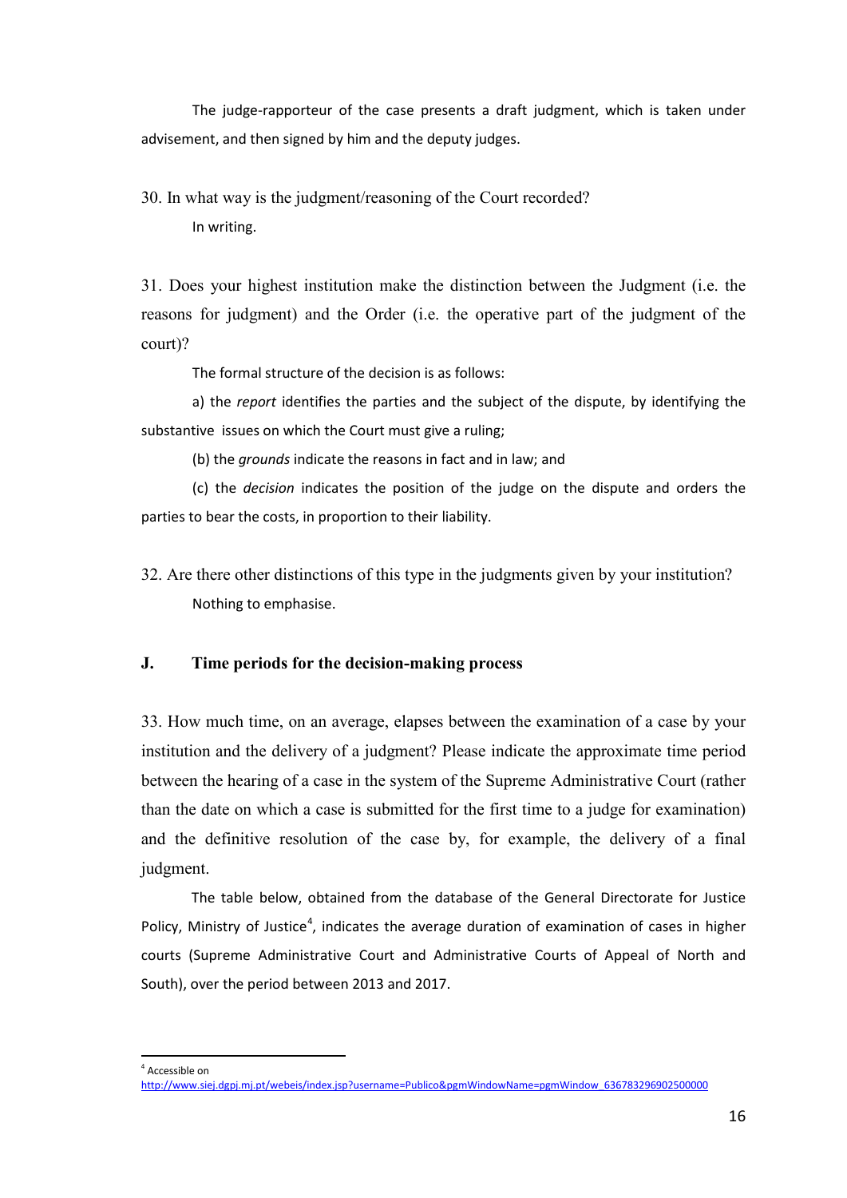The judge-rapporteur of the case presents a draft judgment, which is taken under advisement, and then signed by him and the deputy judges.

30. In what way is the judgment/reasoning of the Court recorded?

In writing.

31. Does your highest institution make the distinction between the Judgment (i.e. the reasons for judgment) and the Order (i.e. the operative part of the judgment of the court)?

The formal structure of the decision is as follows:

a) the *report* identifies the parties and the subject of the dispute, by identifying the substantive issues on which the Court must give a ruling;

(b) the *grounds* indicate the reasons in fact and in law; and

(c) the *decision* indicates the position of the judge on the dispute and orders the parties to bear the costs, in proportion to their liability.

32. Are there other distinctions of this type in the judgments given by your institution?

Nothing to emphasise.

## J. Time periods for the decision-making process

33. How much time, on an average, elapses between the examination of a case by your institution and the delivery of a judgment? Please indicate the approximate time period between the hearing of a case in the system of the Supreme Administrative Court (rather than the date on which a case is submitted for the first time to a judge for examination) and the definitive resolution of the case by, for example, the delivery of a final judgment.

The table below, obtained from the database of the General Directorate for Justice Policy, Ministry of Justice[4], indicates the average duration of examination of cases in higher courts (Supreme Administrative Court and Administrative Courts of Appeal of North and South), over the period between 2013 and 2017.

---

[4] Accessible on http://www.siej.dgpj.mj.pt/webeis/index.jsp?username=Publico&pgmWindowName=pgmWindow_636783296902500000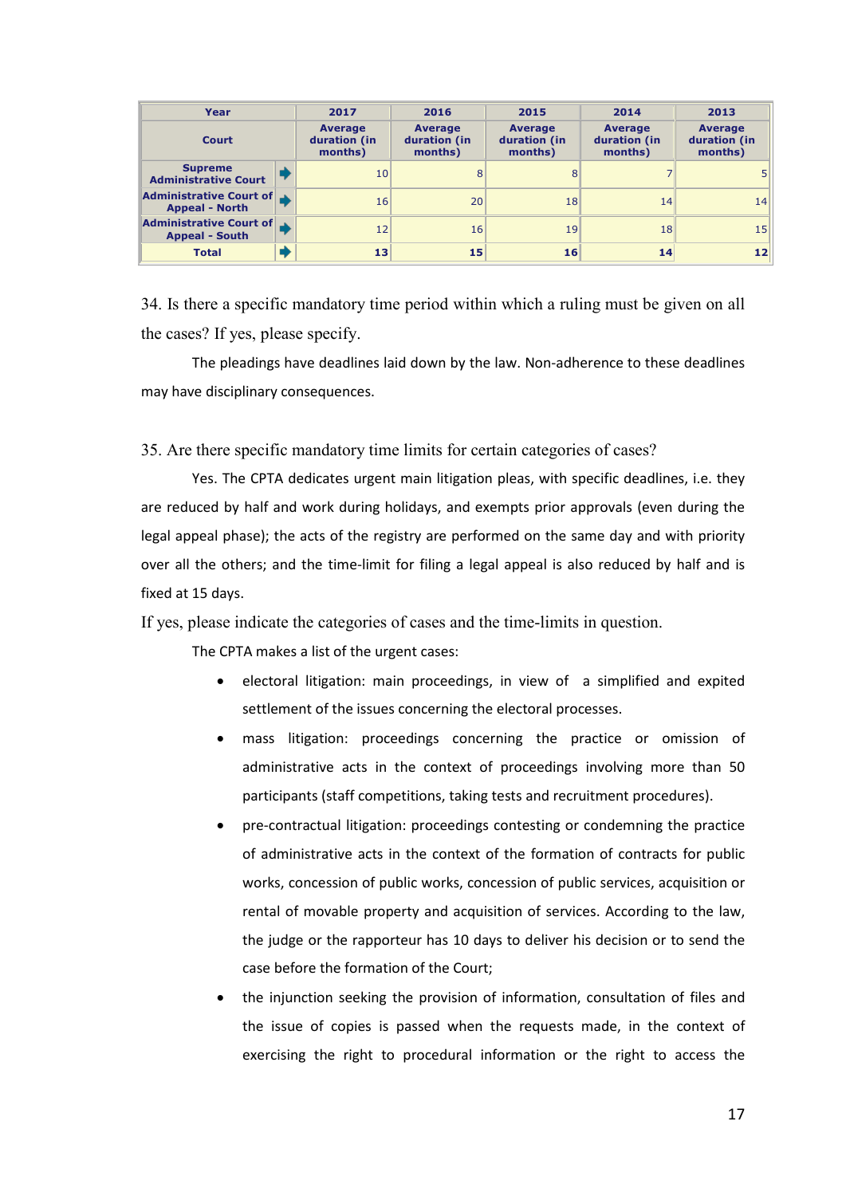| Year | 2017 | 2016 | 2015 | 2014 | 2013 |
|---|---|---|---|---|---|
| Court | Average duration (in months) | Average duration (in months) | Average duration (in months) | Average duration (in months) | Average duration (in months) |
| Supreme Administrative Court | 10 | 8 | 8 | 7 | 5 |
| Administrative Court of Appeal - North | 16 | 20 | 18 | 14 | 14 |
| Administrative Court of Appeal - South | 12 | 16 | 19 | 18 | 15 |
| **Total** | **13** | **15** | **16** | **14** | **12** |

34. Is there a specific mandatory time period within which a ruling must be given on all the cases? If yes, please specify.

The pleadings have deadlines laid down by the law. Non-adherence to these deadlines may have disciplinary consequences.

35. Are there specific mandatory time limits for certain categories of cases?

Yes. The CPTA dedicates urgent main litigation pleas, with specific deadlines, i.e. they are reduced by half and work during holidays, and exempts prior approvals (even during the legal appeal phase); the acts of the registry are performed on the same day and with priority over all the others; and the time-limit for filing a legal appeal is also reduced by half and is fixed at 15 days.

If yes, please indicate the categories of cases and the time-limits in question.

The CPTA makes a list of the urgent cases:

- electoral litigation: main proceedings, in view of a simplified and expited settlement of the issues concerning the electoral processes.
- mass litigation: proceedings concerning the practice or omission of administrative acts in the context of proceedings involving more than 50 participants (staff competitions, taking tests and recruitment procedures).
- pre-contractual litigation: proceedings contesting or condemning the practice of administrative acts in the context of the formation of contracts for public works, concession of public works, concession of public services, acquisition or rental of movable property and acquisition of services. According to the law, the judge or the rapporteur has 10 days to deliver his decision or to send the case before the formation of the Court;
- the injunction seeking the provision of information, consultation of files and the issue of copies is passed when the requests made, in the context of exercising the right to procedural information or the right to access the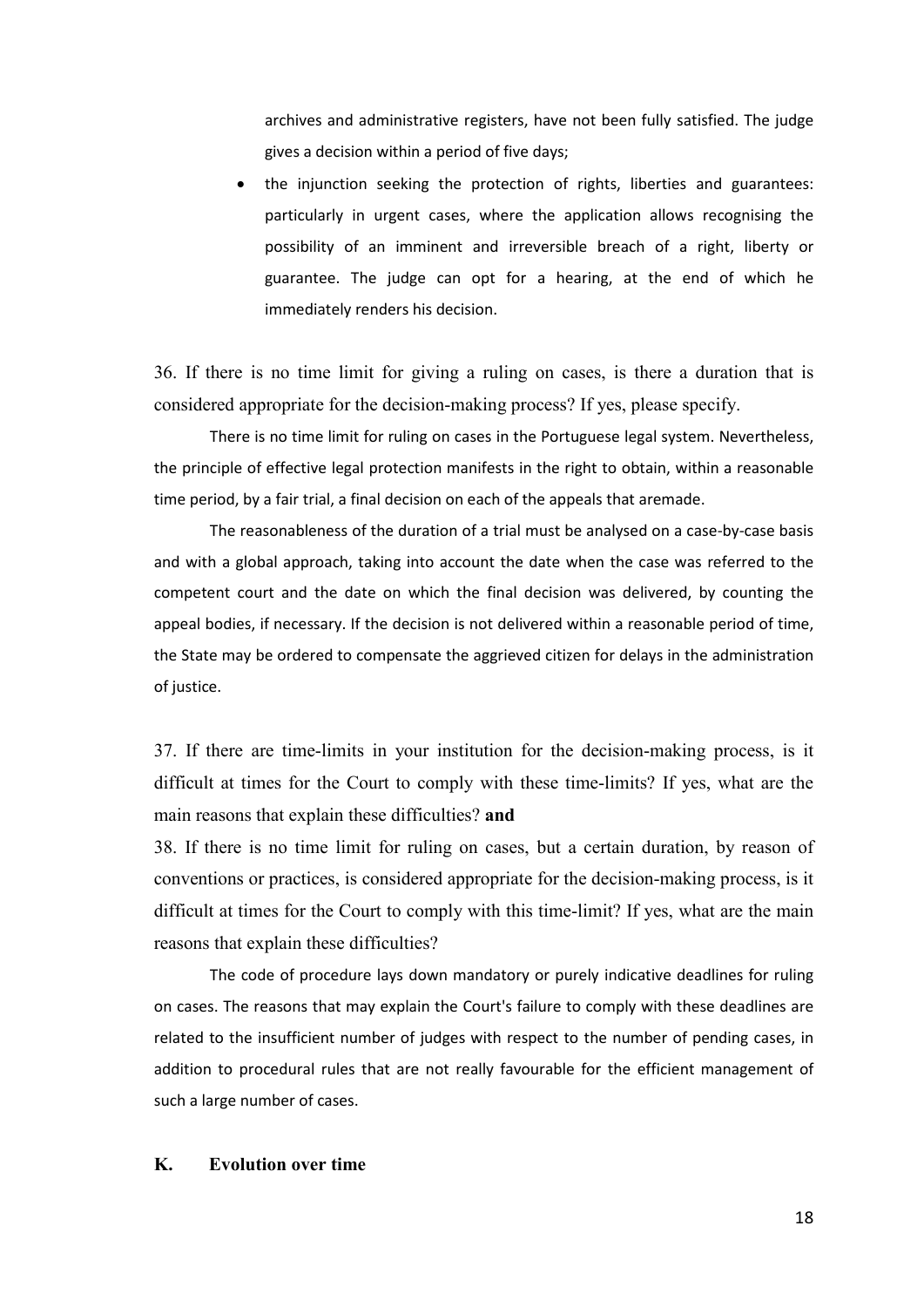archives and administrative registers, have not been fully satisfied. The judge gives a decision within a period of five days;

- the injunction seeking the protection of rights, liberties and guarantees: particularly in urgent cases, where the application allows recognising the possibility of an imminent and irreversible breach of a right, liberty or guarantee. The judge can opt for a hearing, at the end of which he immediately renders his decision.

36. If there is no time limit for giving a ruling on cases, is there a duration that is considered appropriate for the decision-making process? If yes, please specify.

There is no time limit for ruling on cases in the Portuguese legal system. Nevertheless, the principle of effective legal protection manifests in the right to obtain, within a reasonable time period, by a fair trial, a final decision on each of the appeals that aremade.

The reasonableness of the duration of a trial must be analysed on a case-by-case basis and with a global approach, taking into account the date when the case was referred to the competent court and the date on which the final decision was delivered, by counting the appeal bodies, if necessary. If the decision is not delivered within a reasonable period of time, the State may be ordered to compensate the aggrieved citizen for delays in the administration of justice.

37. If there are time-limits in your institution for the decision-making process, is it difficult at times for the Court to comply with these time-limits? If yes, what are the main reasons that explain these difficulties? **and**

38. If there is no time limit for ruling on cases, but a certain duration, by reason of conventions or practices, is considered appropriate for the decision-making process, is it difficult at times for the Court to comply with this time-limit? If yes, what are the main reasons that explain these difficulties?

The code of procedure lays down mandatory or purely indicative deadlines for ruling on cases. The reasons that may explain the Court's failure to comply with these deadlines are related to the insufficient number of judges with respect to the number of pending cases, in addition to procedural rules that are not really favourable for the efficient management of such a large number of cases.

## K. Evolution over time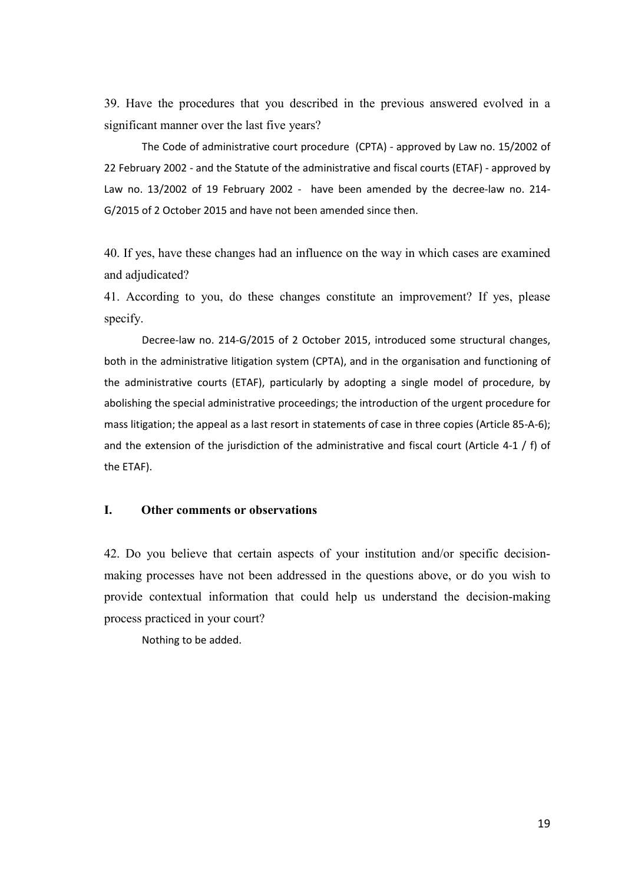39. Have the procedures that you described in the previous answered evolved in a significant manner over the last five years?

The Code of administrative court procedure (CPTA) - approved by Law no. 15/2002 of 22 February 2002 - and the Statute of the administrative and fiscal courts (ETAF) - approved by Law no. 13/2002 of 19 February 2002 - have been amended by the decree-law no. 214-G/2015 of 2 October 2015 and have not been amended since then.

40. If yes, have these changes had an influence on the way in which cases are examined and adjudicated?

41. According to you, do these changes constitute an improvement? If yes, please specify.

Decree-law no. 214-G/2015 of 2 October 2015, introduced some structural changes, both in the administrative litigation system (CPTA), and in the organisation and functioning of the administrative courts (ETAF), particularly by adopting a single model of procedure, by abolishing the special administrative proceedings; the introduction of the urgent procedure for mass litigation; the appeal as a last resort in statements of case in three copies (Article 85-A-6); and the extension of the jurisdiction of the administrative and fiscal court (Article 4-1 / f) of the ETAF).

## I. Other comments or observations

42. Do you believe that certain aspects of your institution and/or specific decision-making processes have not been addressed in the questions above, or do you wish to provide contextual information that could help us understand the decision-making process practiced in your court?

Nothing to be added.